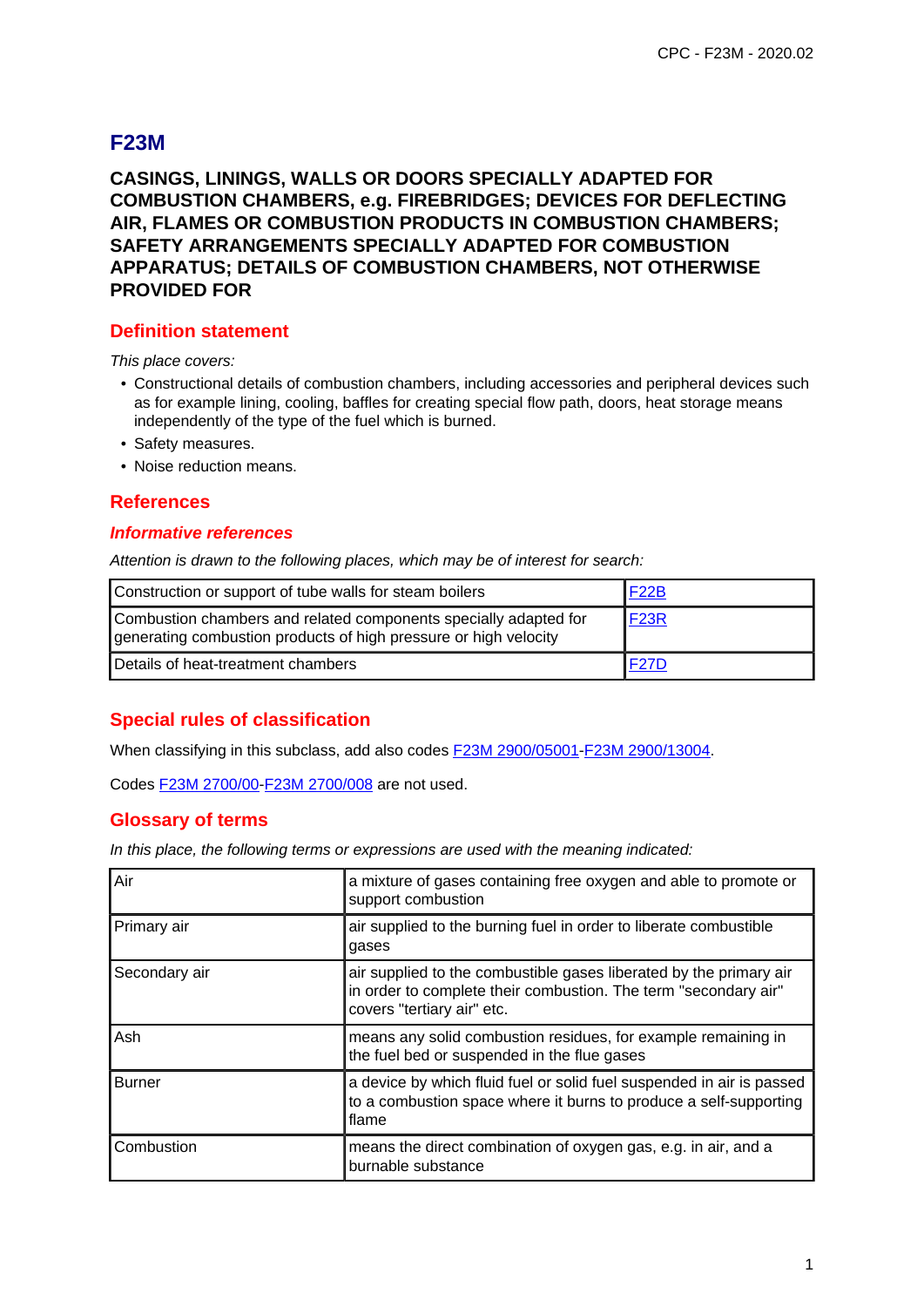# F23M

## CASINGS, LININGS, WALLS OR DOORS SPECIALLY ADAPTED FOR COMBUSTION CHAMBERS, e.g. FIREBRIDGES; DEVICES FOR DEFLECTING AIR, FLAMES OR COMBUSTION PRODUCTS IN COMBUSTION CHAMBERS; SAFETY ARRANGEMENTS SPECIALLY ADAPTED FOR COMBUSTION APPARATUS; DETAILS OF COMBUSTION CHAMBERS, NOT OTHERWISE PROVIDED FOR

### Definition statement

*This place covers:*

- Constructional details of combustion chambers, including accessories and peripheral devices such as for example lining, cooling, baffles for creating special flow path, doors, heat storage means independently of the type of the fuel which is burned.
- Safety measures.
- Noise reduction means.

### References

#### *Informative references*

*Attention is drawn to the following places, which may be of interest for search:*

| | |
|---|---|
| Construction or support of tube walls for steam boilers | F22B |
| Combustion chambers and related components specially adapted for generating combustion products of high pressure or high velocity | F23R |
| Details of heat-treatment chambers | F27D |

### Special rules of classification

When classifying in this subclass, add also codes F23M 2900/05001-F23M 2900/13004.

Codes F23M 2700/00-F23M 2700/008 are not used.

### Glossary of terms

*In this place, the following terms or expressions are used with the meaning indicated:*

| | |
|---|---|
| Air | a mixture of gases containing free oxygen and able to promote or support combustion |
| Primary air | air supplied to the burning fuel in order to liberate combustible gases |
| Secondary air | air supplied to the combustible gases liberated by the primary air in order to complete their combustion. The term "secondary air" covers "tertiary air" etc. |
| Ash | means any solid combustion residues, for example remaining in the fuel bed or suspended in the flue gases |
| Burner | a device by which fluid fuel or solid fuel suspended in air is passed to a combustion space where it burns to produce a self-supporting flame |
| Combustion | means the direct combination of oxygen gas, e.g. in air, and a burnable substance |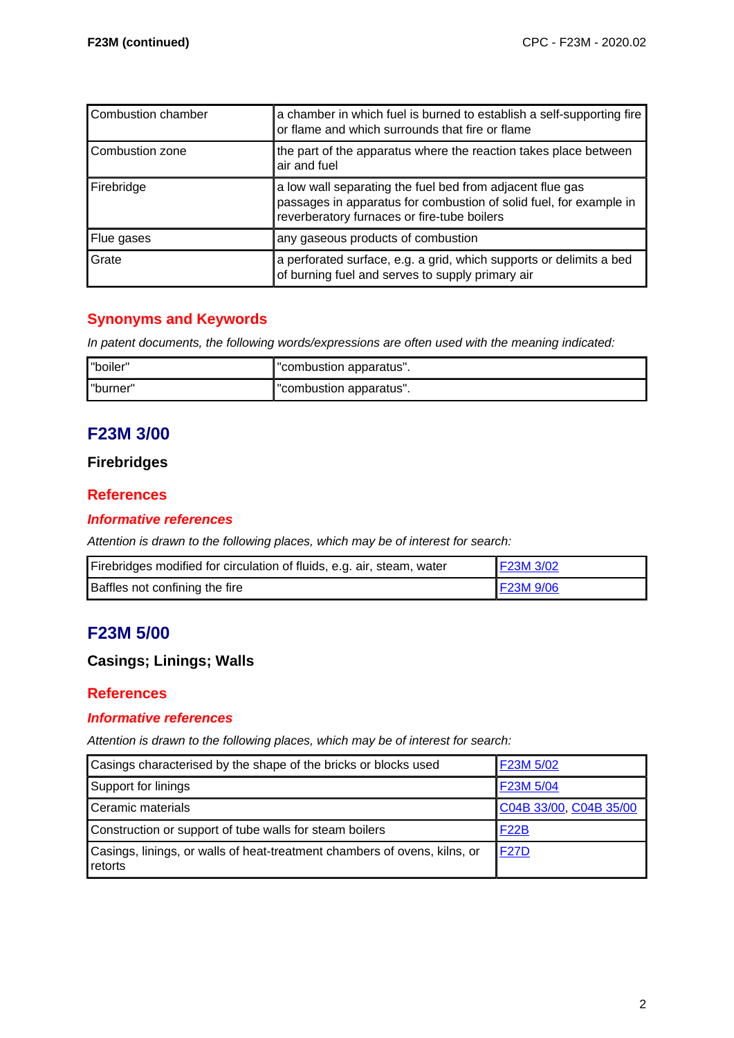| | |
|---|---|
| Combustion chamber | a chamber in which fuel is burned to establish a self-supporting fire or flame and which surrounds that fire or flame |
| Combustion zone | the part of the apparatus where the reaction takes place between air and fuel |
| Firebridge | a low wall separating the fuel bed from adjacent flue gas passages in apparatus for combustion of solid fuel, for example in reverberatory furnaces or fire-tube boilers |
| Flue gases | any gaseous products of combustion |
| Grate | a perforated surface, e.g. a grid, which supports or delimits a bed of burning fuel and serves to supply primary air |

## Synonyms and Keywords

*In patent documents, the following words/expressions are often used with the meaning indicated:*

| | |
|---|---|
| "boiler" | "combustion apparatus". |
| "burner" | "combustion apparatus". |

# F23M 3/00

### Firebridges

## References

### *Informative references*

*Attention is drawn to the following places, which may be of interest for search:*

| | |
|---|---|
| Firebridges modified for circulation of fluids, e.g. air, steam, water | F23M 3/02 |
| Baffles not confining the fire | F23M 9/06 |

# F23M 5/00

### Casings; Linings; Walls

## References

### *Informative references*

*Attention is drawn to the following places, which may be of interest for search:*

| | |
|---|---|
| Casings characterised by the shape of the bricks or blocks used | F23M 5/02 |
| Support for linings | F23M 5/04 |
| Ceramic materials | C04B 33/00, C04B 35/00 |
| Construction or support of tube walls for steam boilers | F22B |
| Casings, linings, or walls of heat-treatment chambers of ovens, kilns, or retorts | F27D |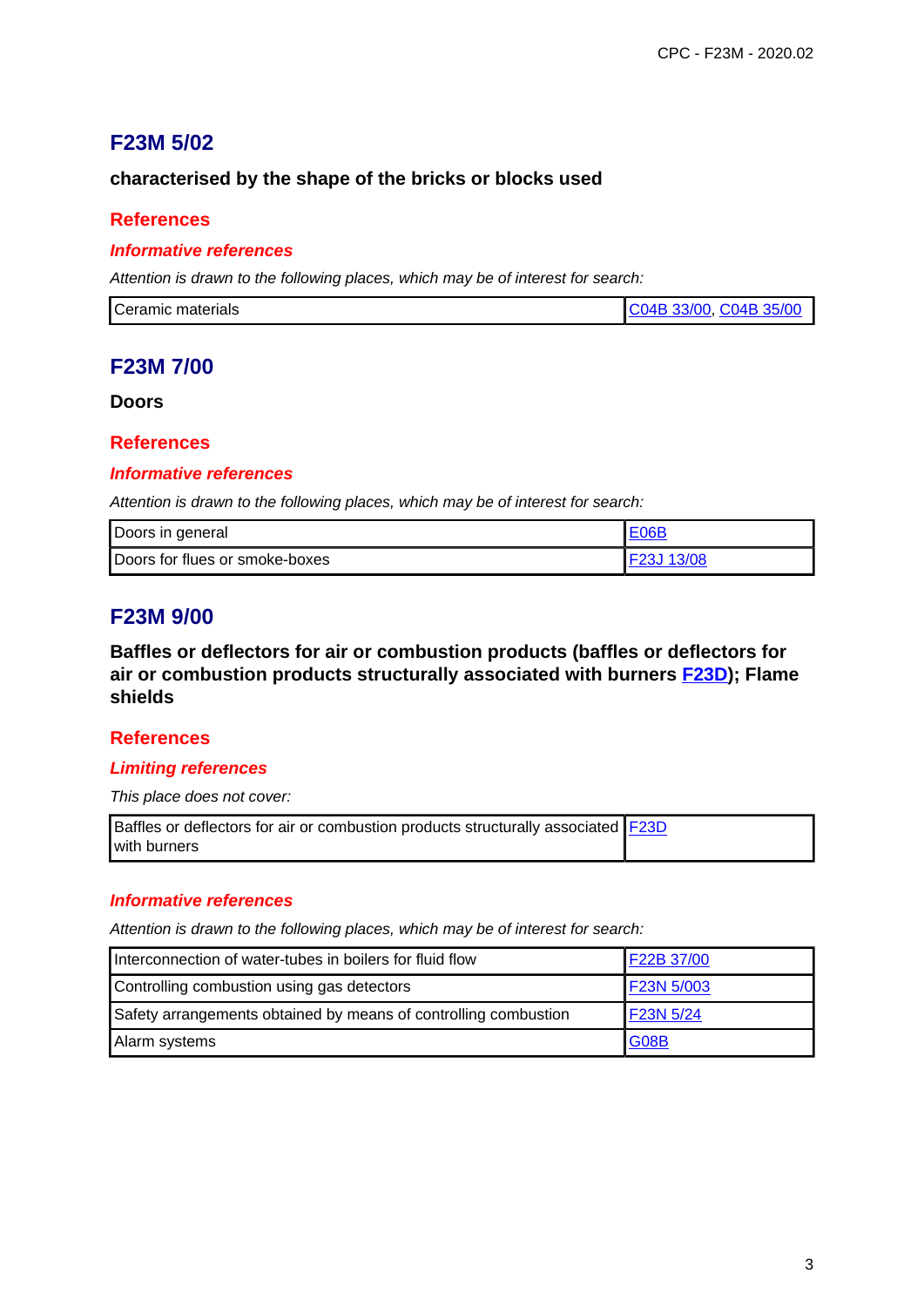## F23M 5/02

**characterised by the shape of the bricks or blocks used**

### References

#### *Informative references*

*Attention is drawn to the following places, which may be of interest for search:*

| | |
|---|---|
| Ceramic materials | C04B 33/00, C04B 35/00 |

## F23M 7/00

**Doors**

### References

#### *Informative references*

*Attention is drawn to the following places, which may be of interest for search:*

| | |
|---|---|
| Doors in general | E06B |
| Doors for flues or smoke-boxes | F23J 13/08 |

## F23M 9/00

**Baffles or deflectors for air or combustion products (baffles or deflectors for air or combustion products structurally associated with burners F23D); Flame shields**

### References

#### *Limiting references*

*This place does not cover:*

| | |
|---|---|
| Baffles or deflectors for air or combustion products structurally associated with burners | F23D |

#### *Informative references*

*Attention is drawn to the following places, which may be of interest for search:*

| | |
|---|---|
| Interconnection of water-tubes in boilers for fluid flow | F22B 37/00 |
| Controlling combustion using gas detectors | F23N 5/003 |
| Safety arrangements obtained by means of controlling combustion | F23N 5/24 |
| Alarm systems | G08B |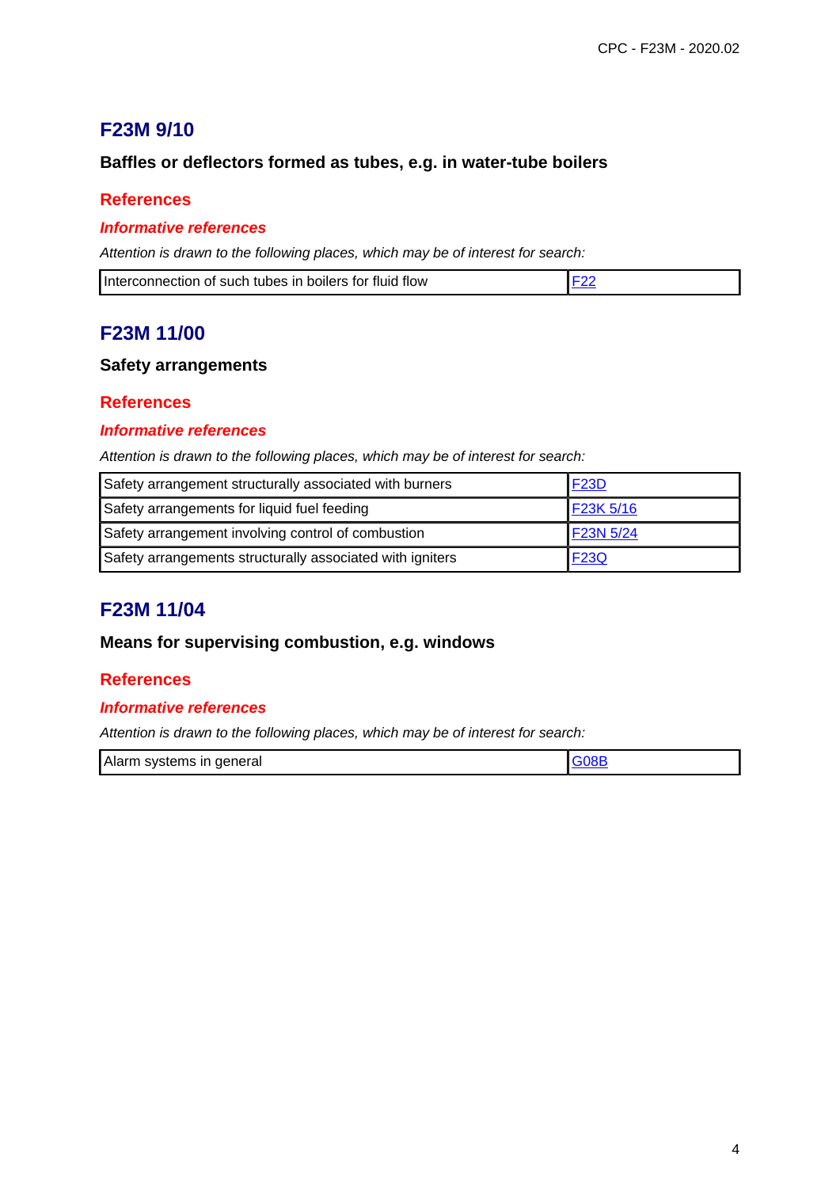## F23M 9/10

### Baffles or deflectors formed as tubes, e.g. in water-tube boilers

#### References

##### *Informative references*

*Attention is drawn to the following places, which may be of interest for search:*

| | |
|---|---|
| Interconnection of such tubes in boilers for fluid flow | F22 |

## F23M 11/00

### Safety arrangements

#### References

##### *Informative references*

*Attention is drawn to the following places, which may be of interest for search:*

| | |
|---|---|
| Safety arrangement structurally associated with burners | F23D |
| Safety arrangements for liquid fuel feeding | F23K 5/16 |
| Safety arrangement involving control of combustion | F23N 5/24 |
| Safety arrangements structurally associated with igniters | F23Q |

## F23M 11/04

### Means for supervising combustion, e.g. windows

#### References

##### *Informative references*

*Attention is drawn to the following places, which may be of interest for search:*

| | |
|---|---|
| Alarm systems in general | G08B |